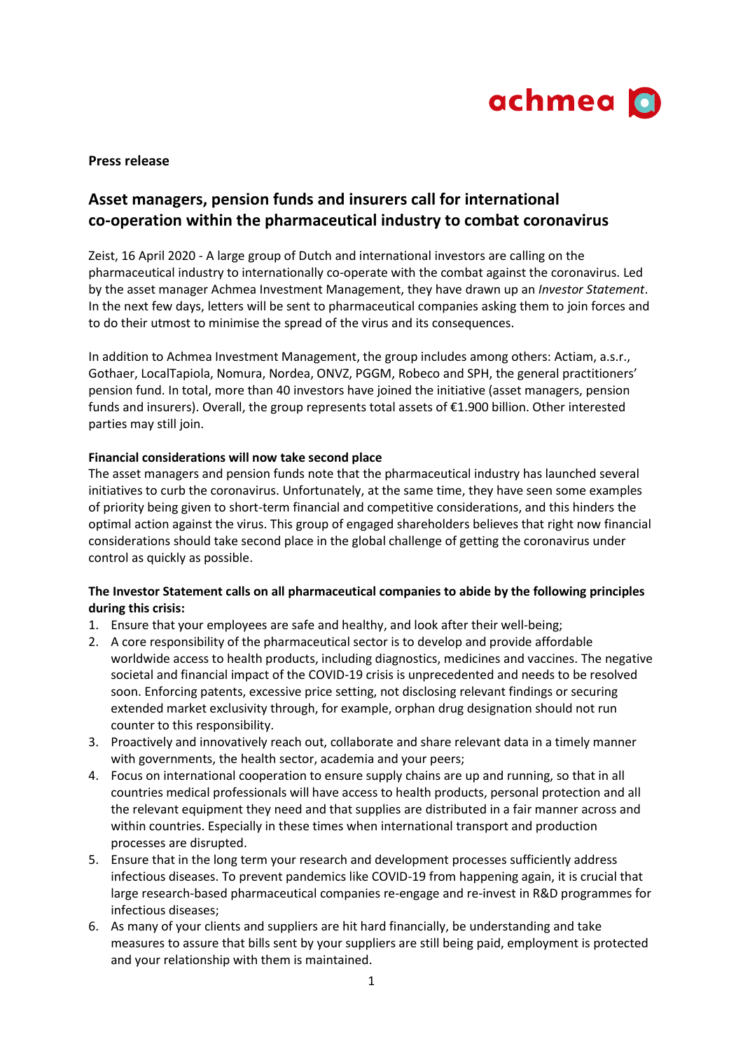**Press release**

# Asset managers, pension funds and insurers call for international co-operation within the pharmaceutical industry to combat coronavirus

Zeist, 16 April 2020 - A large group of Dutch and international investors are calling on the pharmaceutical industry to internationally co-operate with the combat against the coronavirus. Led by the asset manager Achmea Investment Management, they have drawn up an *Investor Statement*. In the next few days, letters will be sent to pharmaceutical companies asking them to join forces and to do their utmost to minimise the spread of the virus and its consequences.

In addition to Achmea Investment Management, the group includes among others: Actiam, a.s.r., Gothaer, LocalTapiola, Nomura, Nordea, ONVZ, PGGM, Robeco and SPH, the general practitioners' pension fund. In total, more than 40 investors have joined the initiative (asset managers, pension funds and insurers). Overall, the group represents total assets of €1.900 billion. Other interested parties may still join.

**Financial considerations will now take second place**

The asset managers and pension funds note that the pharmaceutical industry has launched several initiatives to curb the coronavirus. Unfortunately, at the same time, they have seen some examples of priority being given to short-term financial and competitive considerations, and this hinders the optimal action against the virus. This group of engaged shareholders believes that right now financial considerations should take second place in the global challenge of getting the coronavirus under control as quickly as possible.

**The Investor Statement calls on all pharmaceutical companies to abide by the following principles during this crisis:**

1. Ensure that your employees are safe and healthy, and look after their well-being;
2. A core responsibility of the pharmaceutical sector is to develop and provide affordable worldwide access to health products, including diagnostics, medicines and vaccines. The negative societal and financial impact of the COVID-19 crisis is unprecedented and needs to be resolved soon. Enforcing patents, excessive price setting, not disclosing relevant findings or securing extended market exclusivity through, for example, orphan drug designation should not run counter to this responsibility.
3. Proactively and innovatively reach out, collaborate and share relevant data in a timely manner with governments, the health sector, academia and your peers;
4. Focus on international cooperation to ensure supply chains are up and running, so that in all countries medical professionals will have access to health products, personal protection and all the relevant equipment they need and that supplies are distributed in a fair manner across and within countries. Especially in these times when international transport and production processes are disrupted.
5. Ensure that in the long term your research and development processes sufficiently address infectious diseases. To prevent pandemics like COVID-19 from happening again, it is crucial that large research-based pharmaceutical companies re-engage and re-invest in R&D programmes for infectious diseases;
6. As many of your clients and suppliers are hit hard financially, be understanding and take measures to assure that bills sent by your suppliers are still being paid, employment is protected and your relationship with them is maintained.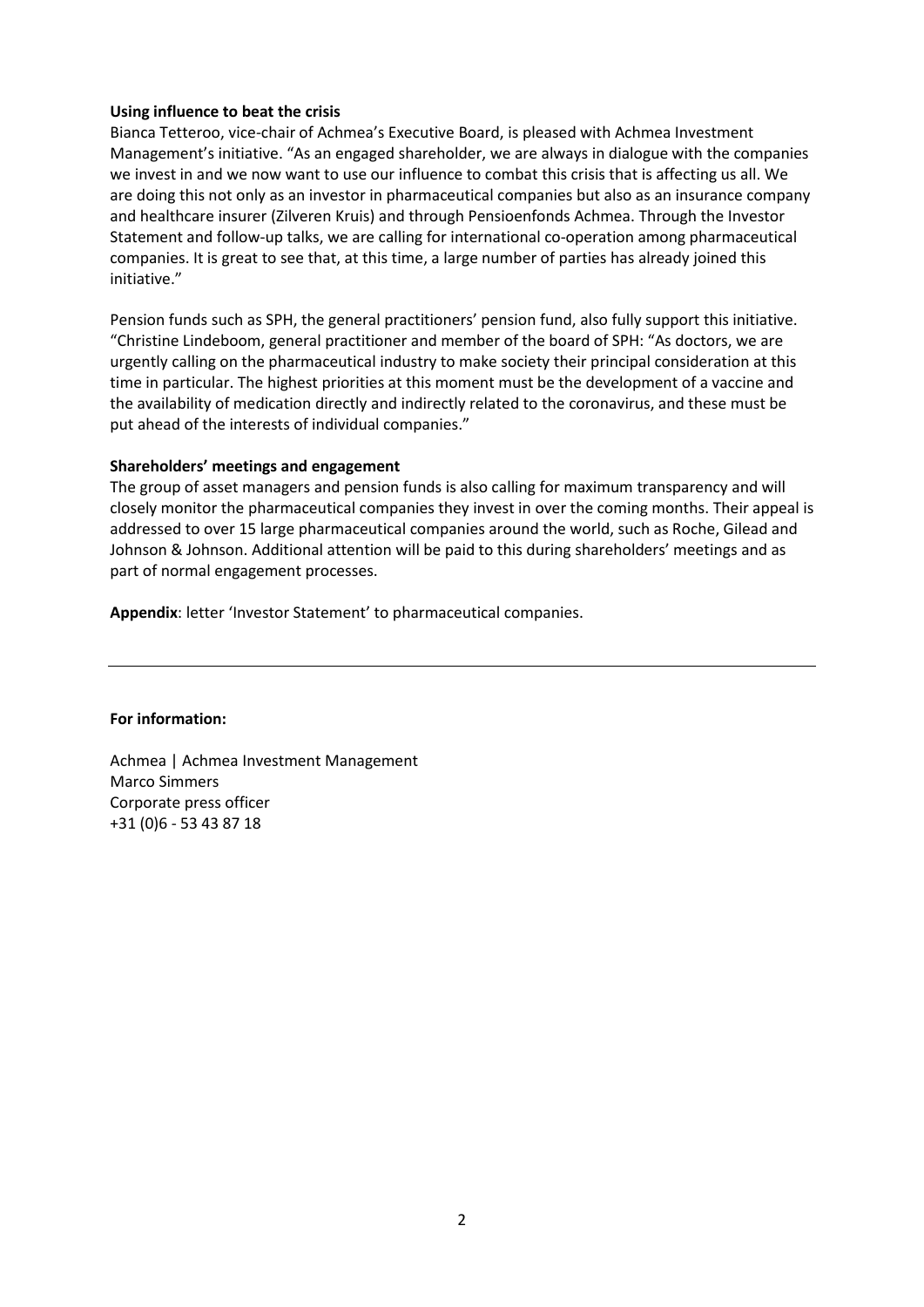**Using influence to beat the crisis**

Bianca Tetteroo, vice-chair of Achmea's Executive Board, is pleased with Achmea Investment Management's initiative. "As an engaged shareholder, we are always in dialogue with the companies we invest in and we now want to use our influence to combat this crisis that is affecting us all. We are doing this not only as an investor in pharmaceutical companies but also as an insurance company and healthcare insurer (Zilveren Kruis) and through Pensioenfonds Achmea. Through the Investor Statement and follow-up talks, we are calling for international co-operation among pharmaceutical companies. It is great to see that, at this time, a large number of parties has already joined this initiative."

Pension funds such as SPH, the general practitioners' pension fund, also fully support this initiative. "Christine Lindeboom, general practitioner and member of the board of SPH: "As doctors, we are urgently calling on the pharmaceutical industry to make society their principal consideration at this time in particular. The highest priorities at this moment must be the development of a vaccine and the availability of medication directly and indirectly related to the coronavirus, and these must be put ahead of the interests of individual companies."

**Shareholders' meetings and engagement**

The group of asset managers and pension funds is also calling for maximum transparency and will closely monitor the pharmaceutical companies they invest in over the coming months. Their appeal is addressed to over 15 large pharmaceutical companies around the world, such as Roche, Gilead and Johnson & Johnson. Additional attention will be paid to this during shareholders' meetings and as part of normal engagement processes.

**Appendix**: letter 'Investor Statement' to pharmaceutical companies.

---

**For information:**

Achmea | Achmea Investment Management
Marco Simmers
Corporate press officer
+31 (0)6 - 53 43 87 18